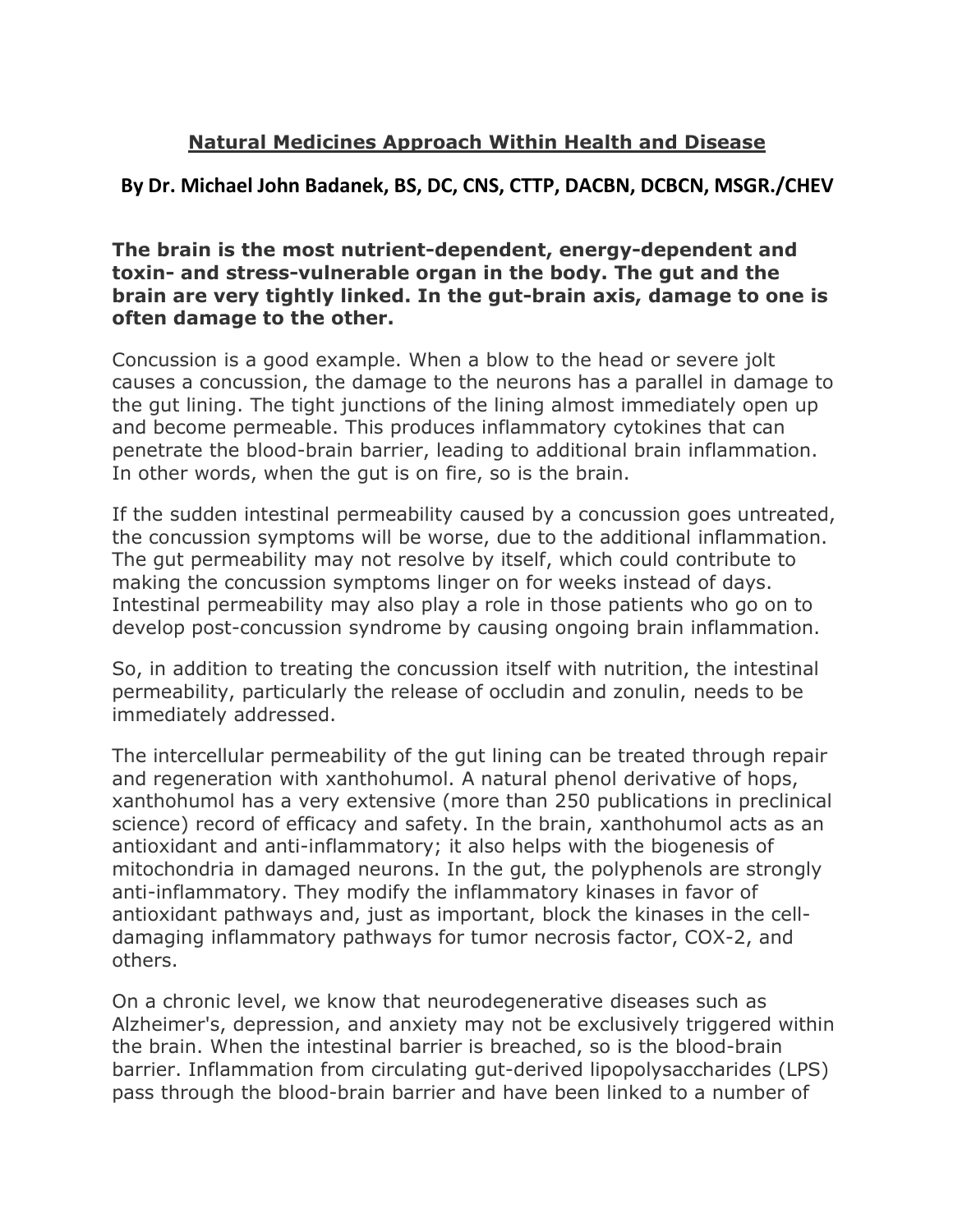# Natural Medicines Approach Within Health and Disease

**By Dr. Michael John Badanek, BS, DC, CNS, CTTP, DACBN, DCBCN, MSGR./CHEV**

**The brain is the most nutrient-dependent, energy-dependent and toxin- and stress-vulnerable organ in the body. The gut and the brain are very tightly linked. In the gut-brain axis, damage to one is often damage to the other.**

Concussion is a good example. When a blow to the head or severe jolt causes a concussion, the damage to the neurons has a parallel in damage to the gut lining. The tight junctions of the lining almost immediately open up and become permeable. This produces inflammatory cytokines that can penetrate the blood-brain barrier, leading to additional brain inflammation. In other words, when the gut is on fire, so is the brain.

If the sudden intestinal permeability caused by a concussion goes untreated, the concussion symptoms will be worse, due to the additional inflammation. The gut permeability may not resolve by itself, which could contribute to making the concussion symptoms linger on for weeks instead of days. Intestinal permeability may also play a role in those patients who go on to develop post-concussion syndrome by causing ongoing brain inflammation.

So, in addition to treating the concussion itself with nutrition, the intestinal permeability, particularly the release of occludin and zonulin, needs to be immediately addressed.

The intercellular permeability of the gut lining can be treated through repair and regeneration with xanthohumol. A natural phenol derivative of hops, xanthohumol has a very extensive (more than 250 publications in preclinical science) record of efficacy and safety. In the brain, xanthohumol acts as an antioxidant and anti-inflammatory; it also helps with the biogenesis of mitochondria in damaged neurons. In the gut, the polyphenols are strongly anti-inflammatory. They modify the inflammatory kinases in favor of antioxidant pathways and, just as important, block the kinases in the cell-damaging inflammatory pathways for tumor necrosis factor, COX-2, and others.

On a chronic level, we know that neurodegenerative diseases such as Alzheimer's, depression, and anxiety may not be exclusively triggered within the brain. When the intestinal barrier is breached, so is the blood-brain barrier. Inflammation from circulating gut-derived lipopolysaccharides (LPS) pass through the blood-brain barrier and have been linked to a number of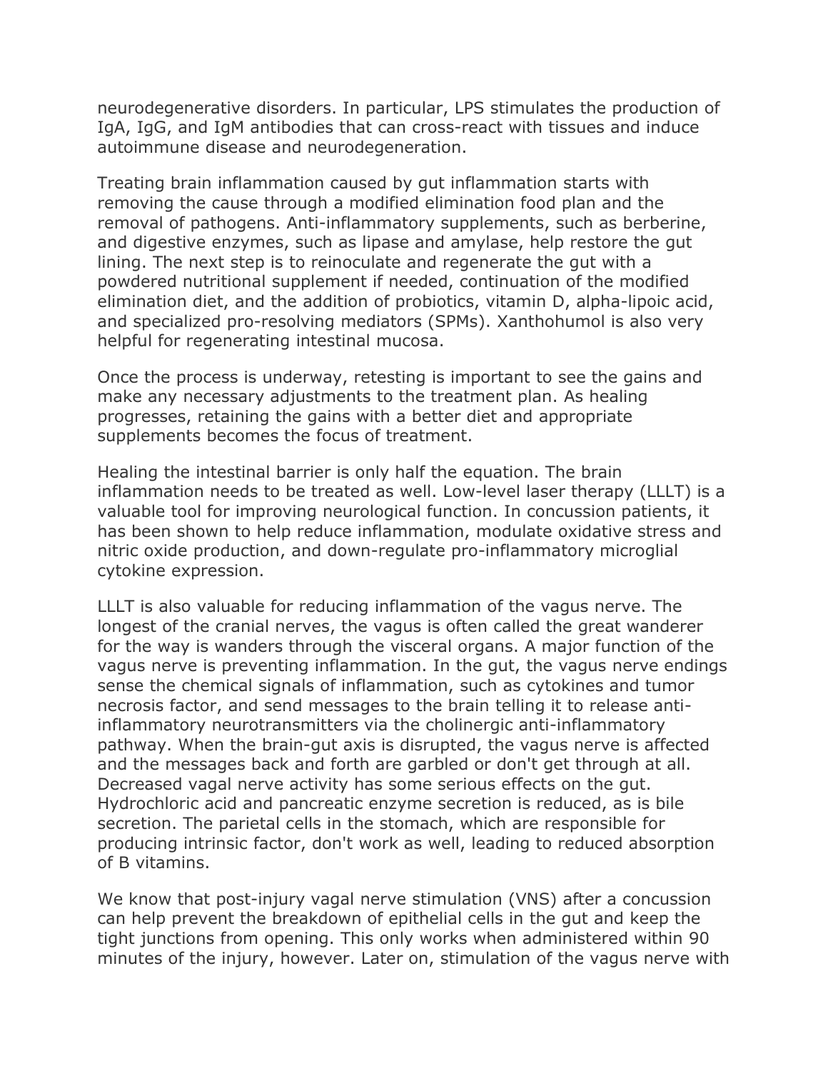neurodegenerative disorders. In particular, LPS stimulates the production of IgA, IgG, and IgM antibodies that can cross-react with tissues and induce autoimmune disease and neurodegeneration.

Treating brain inflammation caused by gut inflammation starts with removing the cause through a modified elimination food plan and the removal of pathogens. Anti-inflammatory supplements, such as berberine, and digestive enzymes, such as lipase and amylase, help restore the gut lining. The next step is to reinoculate and regenerate the gut with a powdered nutritional supplement if needed, continuation of the modified elimination diet, and the addition of probiotics, vitamin D, alpha-lipoic acid, and specialized pro-resolving mediators (SPMs). Xanthohumol is also very helpful for regenerating intestinal mucosa.

Once the process is underway, retesting is important to see the gains and make any necessary adjustments to the treatment plan. As healing progresses, retaining the gains with a better diet and appropriate supplements becomes the focus of treatment.

Healing the intestinal barrier is only half the equation. The brain inflammation needs to be treated as well. Low-level laser therapy (LLLT) is a valuable tool for improving neurological function. In concussion patients, it has been shown to help reduce inflammation, modulate oxidative stress and nitric oxide production, and down-regulate pro-inflammatory microglial cytokine expression.

LLLT is also valuable for reducing inflammation of the vagus nerve. The longest of the cranial nerves, the vagus is often called the great wanderer for the way is wanders through the visceral organs. A major function of the vagus nerve is preventing inflammation. In the gut, the vagus nerve endings sense the chemical signals of inflammation, such as cytokines and tumor necrosis factor, and send messages to the brain telling it to release anti-inflammatory neurotransmitters via the cholinergic anti-inflammatory pathway. When the brain-gut axis is disrupted, the vagus nerve is affected and the messages back and forth are garbled or don't get through at all. Decreased vagal nerve activity has some serious effects on the gut. Hydrochloric acid and pancreatic enzyme secretion is reduced, as is bile secretion. The parietal cells in the stomach, which are responsible for producing intrinsic factor, don't work as well, leading to reduced absorption of B vitamins.

We know that post-injury vagal nerve stimulation (VNS) after a concussion can help prevent the breakdown of epithelial cells in the gut and keep the tight junctions from opening. This only works when administered within 90 minutes of the injury, however. Later on, stimulation of the vagus nerve with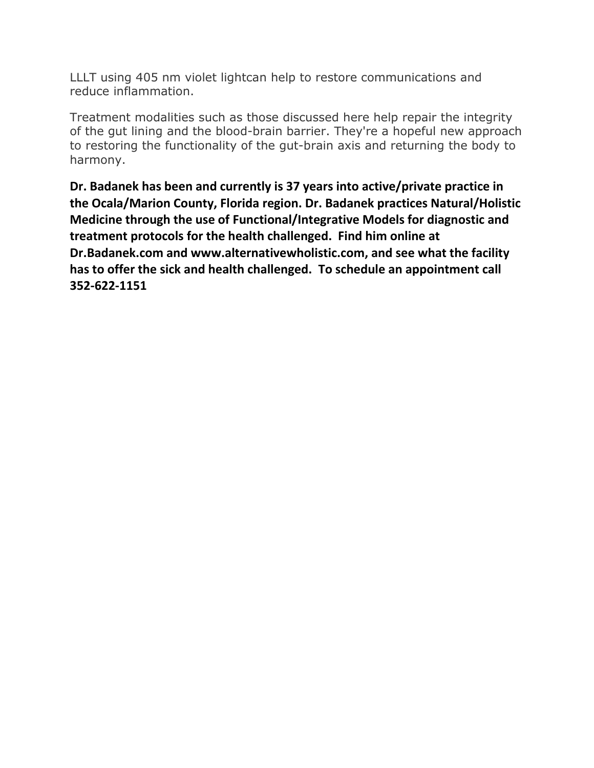LLLT using 405 nm violet lightcan help to restore communications and reduce inflammation.

Treatment modalities such as those discussed here help repair the integrity of the gut lining and the blood-brain barrier. They're a hopeful new approach to restoring the functionality of the gut-brain axis and returning the body to harmony.

**Dr. Badanek has been and currently is 37 years into active/private practice in the Ocala/Marion County, Florida region. Dr. Badanek practices Natural/Holistic Medicine through the use of Functional/Integrative Models for diagnostic and treatment protocols for the health challenged. Find him online at Dr.Badanek.com and www.alternativewholistic.com, and see what the facility has to offer the sick and health challenged. To schedule an appointment call 352-622-1151**